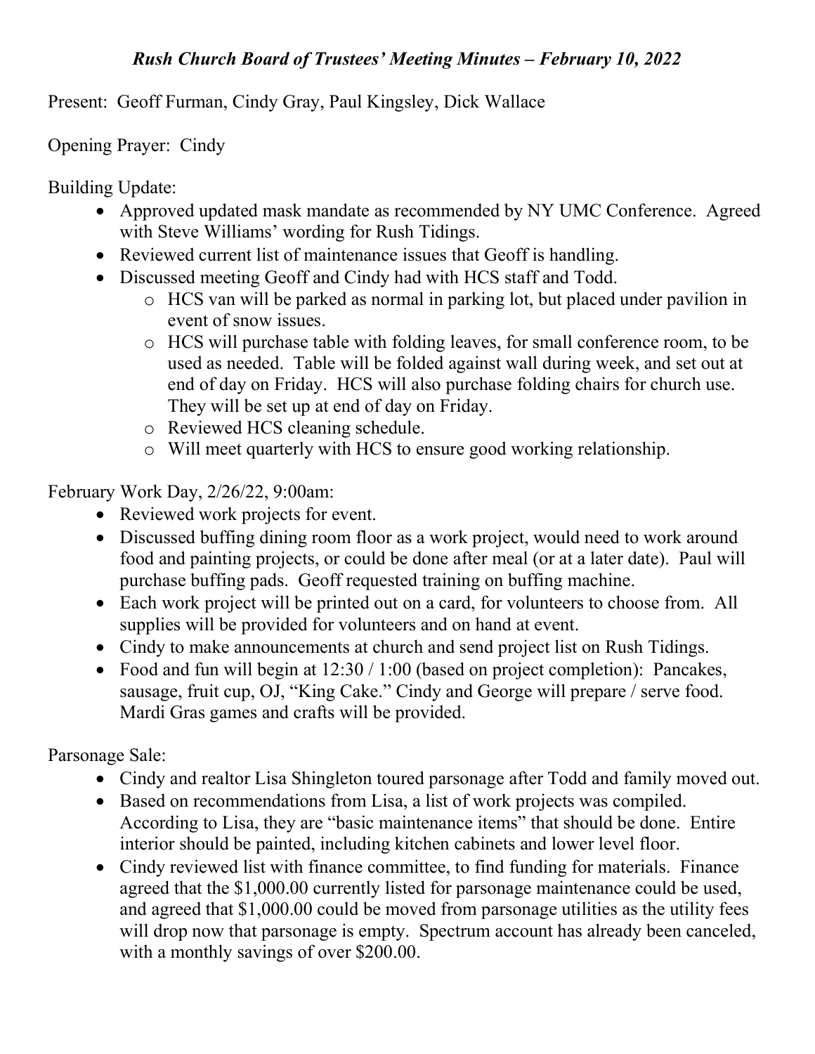# *Rush Church Board of Trustees' Meeting Minutes – February 10, 2022*

Present: Geoff Furman, Cindy Gray, Paul Kingsley, Dick Wallace

Opening Prayer: Cindy

Building Update:

- Approved updated mask mandate as recommended by NY UMC Conference. Agreed with Steve Williams' wording for Rush Tidings.
- Reviewed current list of maintenance issues that Geoff is handling.
- Discussed meeting Geoff and Cindy had with HCS staff and Todd.
    - HCS van will be parked as normal in parking lot, but placed under pavilion in event of snow issues.
    - HCS will purchase table with folding leaves, for small conference room, to be used as needed. Table will be folded against wall during week, and set out at end of day on Friday. HCS will also purchase folding chairs for church use. They will be set up at end of day on Friday.
    - Reviewed HCS cleaning schedule.
    - Will meet quarterly with HCS to ensure good working relationship.

February Work Day, 2/26/22, 9:00am:

- Reviewed work projects for event.
- Discussed buffing dining room floor as a work project, would need to work around food and painting projects, or could be done after meal (or at a later date). Paul will purchase buffing pads. Geoff requested training on buffing machine.
- Each work project will be printed out on a card, for volunteers to choose from. All supplies will be provided for volunteers and on hand at event.
- Cindy to make announcements at church and send project list on Rush Tidings.
- Food and fun will begin at 12:30 / 1:00 (based on project completion): Pancakes, sausage, fruit cup, OJ, "King Cake." Cindy and George will prepare / serve food. Mardi Gras games and crafts will be provided.

Parsonage Sale:

- Cindy and realtor Lisa Shingleton toured parsonage after Todd and family moved out.
- Based on recommendations from Lisa, a list of work projects was compiled. According to Lisa, they are "basic maintenance items" that should be done. Entire interior should be painted, including kitchen cabinets and lower level floor.
- Cindy reviewed list with finance committee, to find funding for materials. Finance agreed that the $1,000.00 currently listed for parsonage maintenance could be used, and agreed that $1,000.00 could be moved from parsonage utilities as the utility fees will drop now that parsonage is empty. Spectrum account has already been canceled, with a monthly savings of over $200.00.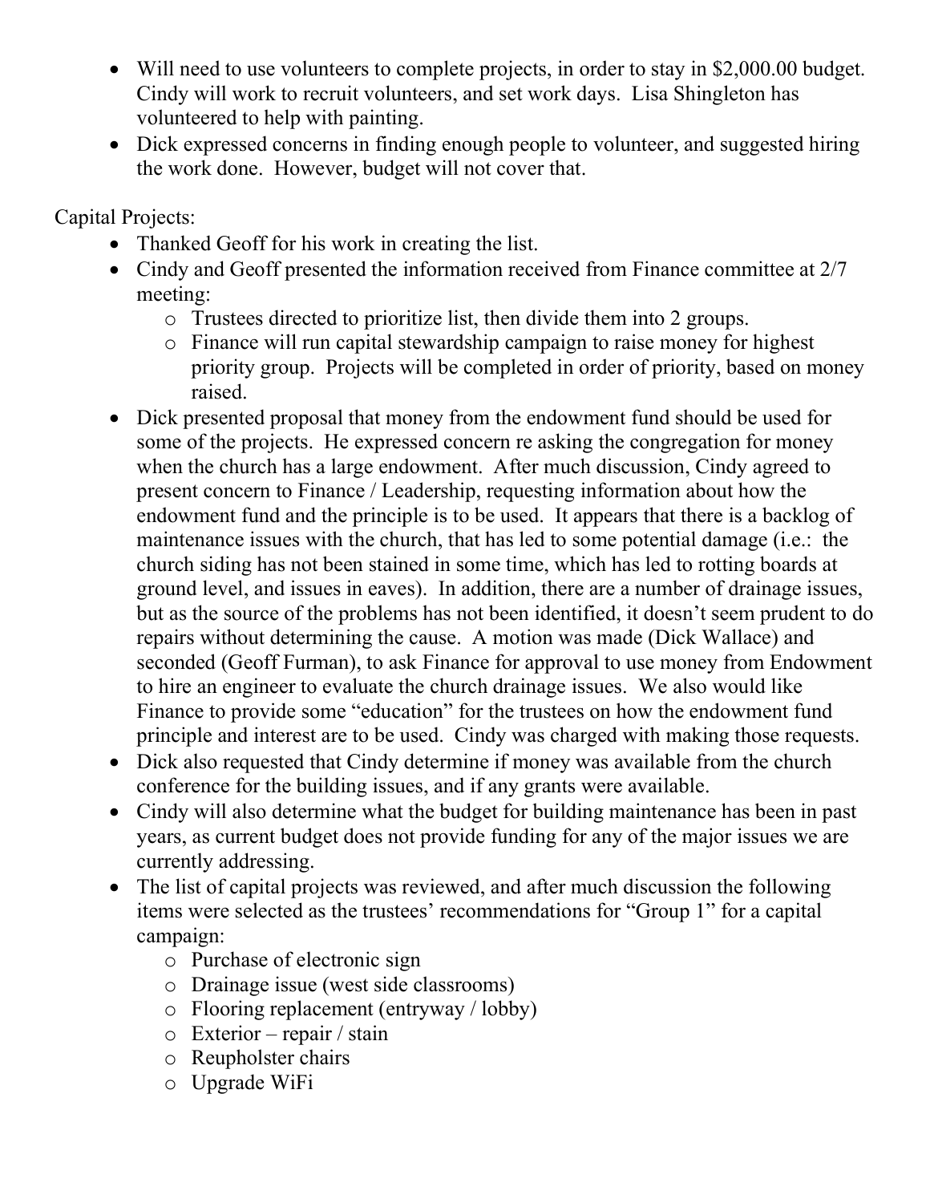- Will need to use volunteers to complete projects, in order to stay in $2,000.00 budget. Cindy will work to recruit volunteers, and set work days. Lisa Shingleton has volunteered to help with painting.
- Dick expressed concerns in finding enough people to volunteer, and suggested hiring the work done. However, budget will not cover that.

Capital Projects:

- Thanked Geoff for his work in creating the list.
- Cindy and Geoff presented the information received from Finance committee at 2/7 meeting:
  - Trustees directed to prioritize list, then divide them into 2 groups.
  - Finance will run capital stewardship campaign to raise money for highest priority group. Projects will be completed in order of priority, based on money raised.
- Dick presented proposal that money from the endowment fund should be used for some of the projects. He expressed concern re asking the congregation for money when the church has a large endowment. After much discussion, Cindy agreed to present concern to Finance / Leadership, requesting information about how the endowment fund and the principle is to be used. It appears that there is a backlog of maintenance issues with the church, that has led to some potential damage (i.e.: the church siding has not been stained in some time, which has led to rotting boards at ground level, and issues in eaves). In addition, there are a number of drainage issues, but as the source of the problems has not been identified, it doesn't seem prudent to do repairs without determining the cause. A motion was made (Dick Wallace) and seconded (Geoff Furman), to ask Finance for approval to use money from Endowment to hire an engineer to evaluate the church drainage issues. We also would like Finance to provide some "education" for the trustees on how the endowment fund principle and interest are to be used. Cindy was charged with making those requests.
- Dick also requested that Cindy determine if money was available from the church conference for the building issues, and if any grants were available.
- Cindy will also determine what the budget for building maintenance has been in past years, as current budget does not provide funding for any of the major issues we are currently addressing.
- The list of capital projects was reviewed, and after much discussion the following items were selected as the trustees' recommendations for "Group 1" for a capital campaign:
  - Purchase of electronic sign
  - Drainage issue (west side classrooms)
  - Flooring replacement (entryway / lobby)
  - Exterior – repair / stain
  - Reupholster chairs
  - Upgrade WiFi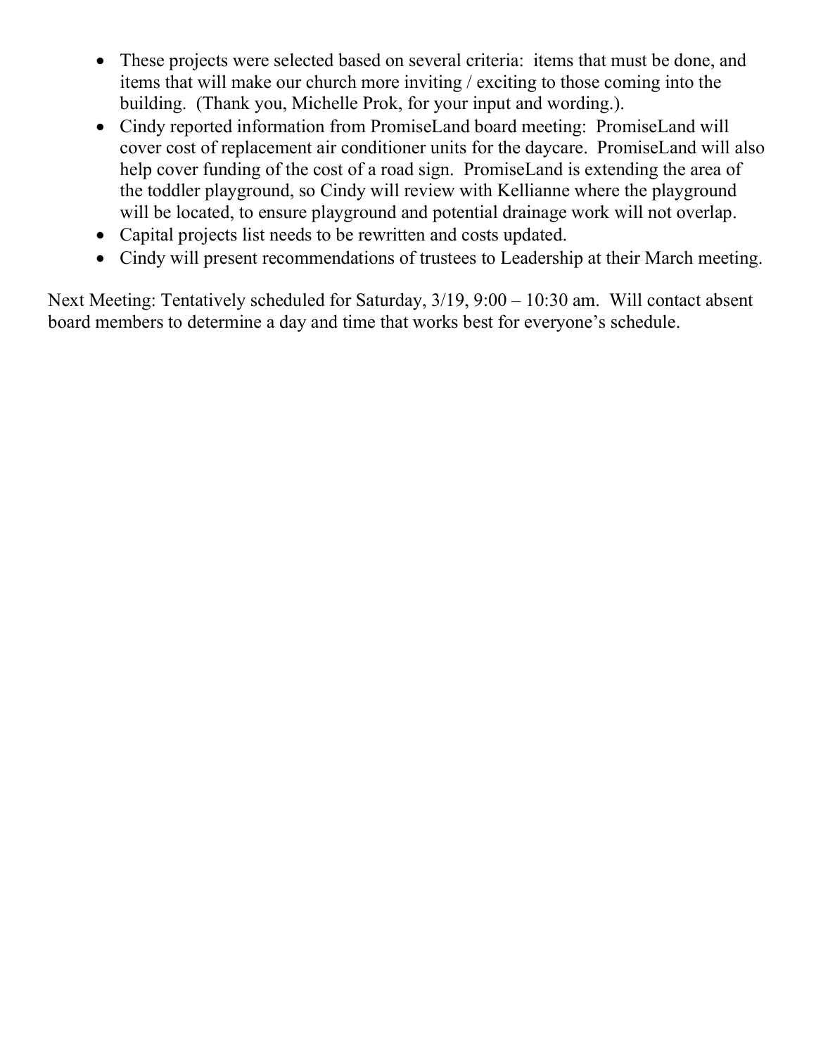- These projects were selected based on several criteria: items that must be done, and items that will make our church more inviting / exciting to those coming into the building. (Thank you, Michelle Prok, for your input and wording.).
- Cindy reported information from PromiseLand board meeting: PromiseLand will cover cost of replacement air conditioner units for the daycare. PromiseLand will also help cover funding of the cost of a road sign. PromiseLand is extending the area of the toddler playground, so Cindy will review with Kellianne where the playground will be located, to ensure playground and potential drainage work will not overlap.
- Capital projects list needs to be rewritten and costs updated.
- Cindy will present recommendations of trustees to Leadership at their March meeting.

Next Meeting: Tentatively scheduled for Saturday, 3/19, 9:00 – 10:30 am. Will contact absent board members to determine a day and time that works best for everyone's schedule.